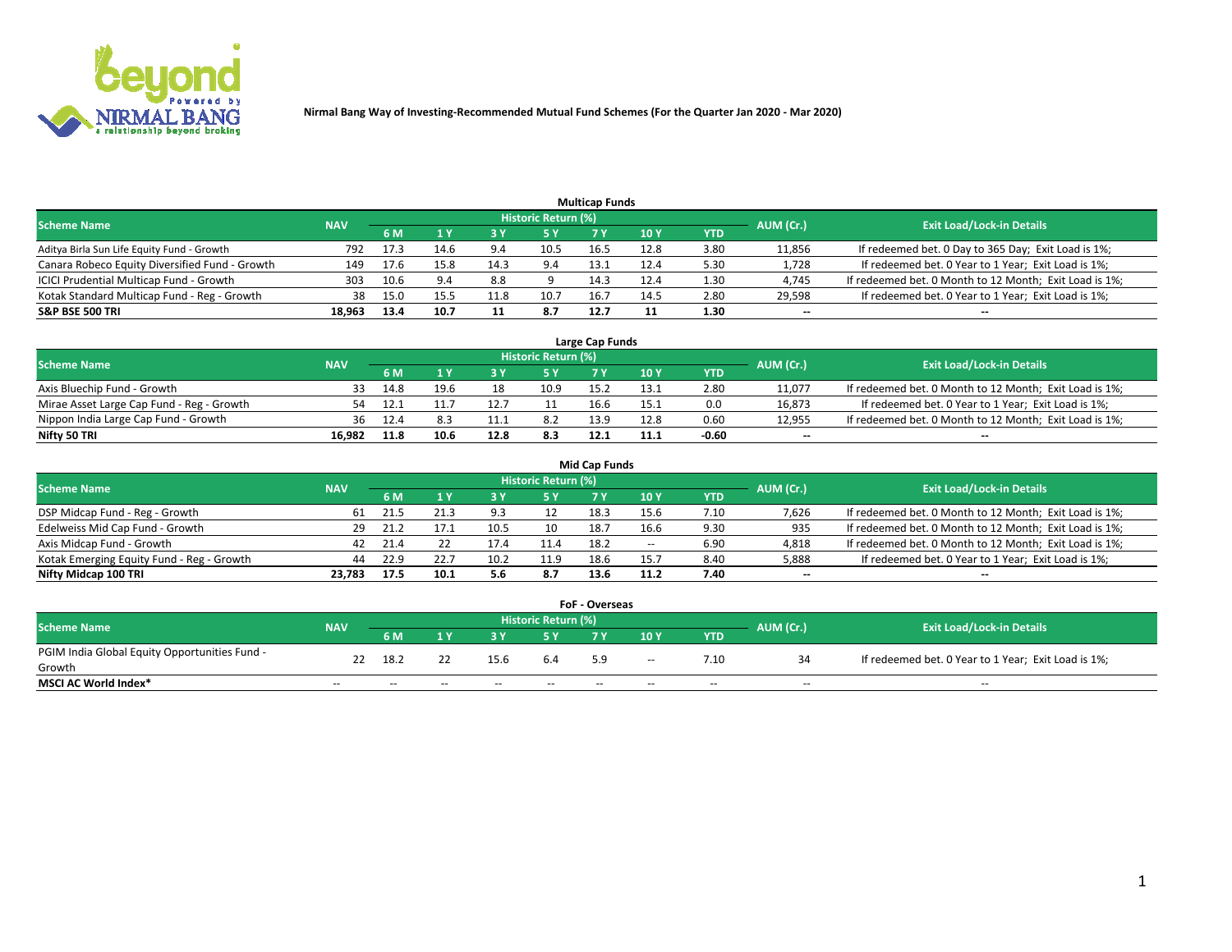# Nirmal Bang Way of Investing-Recommended Mutual Fund Schemes (For the Quarter Jan 2020 - Mar 2020)

## Multicap Funds

| Scheme Name | NAV | Historic Return (%) | | | | | | | AUM (Cr.) | Exit Load/Lock-in Details |
|---|---|---|---|---|---|---|---|---|---|---|
| | | 6 M | 1 Y | 3 Y | 5 Y | 7 Y | 10 Y | YTD | | |
| Aditya Birla Sun Life Equity Fund - Growth | 792 | 17.3 | 14.6 | 9.4 | 10.5 | 16.5 | 12.8 | 3.80 | 11,856 | If redeemed bet. 0 Day to 365 Day; Exit Load is 1%; |
| Canara Robeco Equity Diversified Fund - Growth | 149 | 17.6 | 15.8 | 14.3 | 9.4 | 13.1 | 12.4 | 5.30 | 1,728 | If redeemed bet. 0 Year to 1 Year; Exit Load is 1%; |
| ICICI Prudential Multicap Fund - Growth | 303 | 10.6 | 9.4 | 8.8 | 9 | 14.3 | 12.4 | 1.30 | 4,745 | If redeemed bet. 0 Month to 12 Month; Exit Load is 1%; |
| Kotak Standard Multicap Fund - Reg - Growth | 38 | 15.0 | 15.5 | 11.8 | 10.7 | 16.7 | 14.5 | 2.80 | 29,598 | If redeemed bet. 0 Year to 1 Year; Exit Load is 1%; |
| **S&P BSE 500 TRI** | **18,963** | **13.4** | **10.7** | **11** | **8.7** | **12.7** | **11** | **1.30** | -- | -- |

## Large Cap Funds

| Scheme Name | NAV | Historic Return (%) | | | | | | | AUM (Cr.) | Exit Load/Lock-in Details |
|---|---|---|---|---|---|---|---|---|---|---|
| | | 6 M | 1 Y | 3 Y | 5 Y | 7 Y | 10 Y | YTD | | |
| Axis Bluechip Fund - Growth | 33 | 14.8 | 19.6 | 18 | 10.9 | 15.2 | 13.1 | 2.80 | 11,077 | If redeemed bet. 0 Month to 12 Month; Exit Load is 1%; |
| Mirae Asset Large Cap Fund - Reg - Growth | 54 | 12.1 | 11.7 | 12.7 | 11 | 16.6 | 15.1 | 0.0 | 16,873 | If redeemed bet. 0 Year to 1 Year; Exit Load is 1%; |
| Nippon India Large Cap Fund - Growth | 36 | 12.4 | 8.3 | 11.1 | 8.2 | 13.9 | 12.8 | 0.60 | 12,955 | If redeemed bet. 0 Month to 12 Month; Exit Load is 1%; |
| **Nifty 50 TRI** | **16,982** | **11.8** | **10.6** | **12.8** | **8.3** | **12.1** | **11.1** | **-0.60** | -- | -- |

## Mid Cap Funds

| Scheme Name | NAV | Historic Return (%) | | | | | | | AUM (Cr.) | Exit Load/Lock-in Details |
|---|---|---|---|---|---|---|---|---|---|---|
| | | 6 M | 1 Y | 3 Y | 5 Y | 7 Y | 10 Y | YTD | | |
| DSP Midcap Fund - Reg - Growth | 61 | 21.5 | 21.3 | 9.3 | 12 | 18.3 | 15.6 | 7.10 | 7,626 | If redeemed bet. 0 Month to 12 Month; Exit Load is 1%; |
| Edelweiss Mid Cap Fund - Growth | 29 | 21.2 | 17.1 | 10.5 | 10 | 18.7 | 16.6 | 9.30 | 935 | If redeemed bet. 0 Month to 12 Month; Exit Load is 1%; |
| Axis Midcap Fund - Growth | 42 | 21.4 | 22 | 17.4 | 11.4 | 18.2 | -- | 6.90 | 4,818 | If redeemed bet. 0 Month to 12 Month; Exit Load is 1%; |
| Kotak Emerging Equity Fund - Reg - Growth | 44 | 22.9 | 22.7 | 10.2 | 11.9 | 18.6 | 15.7 | 8.40 | 5,888 | If redeemed bet. 0 Year to 1 Year; Exit Load is 1%; |
| **Nifty Midcap 100 TRI** | **23,783** | **17.5** | **10.1** | **5.6** | **8.7** | **13.6** | **11.2** | **7.40** | -- | -- |

## FoF - Overseas

| Scheme Name | NAV | Historic Return (%) | | | | | | | AUM (Cr.) | Exit Load/Lock-in Details |
|---|---|---|---|---|---|---|---|---|---|---|
| | | 6 M | 1 Y | 3 Y | 5 Y | 7 Y | 10 Y | YTD | | |
| PGIM India Global Equity Opportunities Fund - Growth | 22 | 18.2 | 22 | 15.6 | 6.4 | 5.9 | -- | 7.10 | 34 | If redeemed bet. 0 Year to 1 Year; Exit Load is 1%; |
| **MSCI AC World Index*** | -- | -- | -- | -- | -- | -- | -- | -- | -- | -- |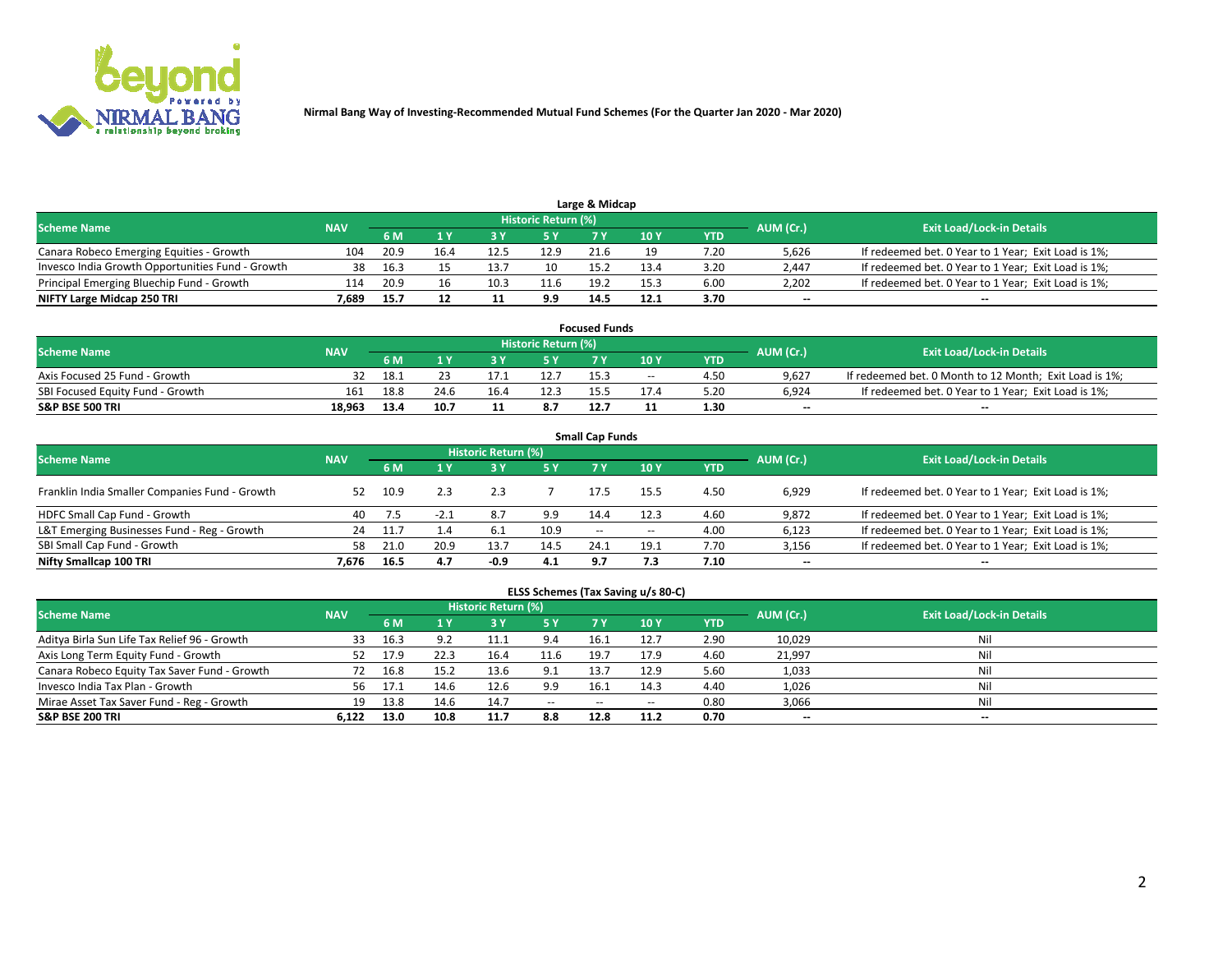**Nirmal Bang Way of Investing-Recommended Mutual Fund Schemes (For the Quarter Jan 2020 - Mar 2020)**

### Large & Midcap

| Scheme Name | NAV | Historic Return (%) | | | | | | | AUM (Cr.) | Exit Load/Lock-in Details |
|---|---|---|---|---|---|---|---|---|---|---|
| | | 6 M | 1 Y | 3 Y | 5 Y | 7 Y | 10 Y | YTD | | |
| Canara Robeco Emerging Equities - Growth | 104 | 20.9 | 16.4 | 12.5 | 12.9 | 21.6 | 19 | 7.20 | 5,626 | If redeemed bet. 0 Year to 1 Year; Exit Load is 1%; |
| Invesco India Growth Opportunities Fund - Growth | 38 | 16.3 | 15 | 13.7 | 10 | 15.2 | 13.4 | 3.20 | 2,447 | If redeemed bet. 0 Year to 1 Year; Exit Load is 1%; |
| Principal Emerging Bluechip Fund - Growth | 114 | 20.9 | 16 | 10.3 | 11.6 | 19.2 | 15.3 | 6.00 | 2,202 | If redeemed bet. 0 Year to 1 Year; Exit Load is 1%; |
| **NIFTY Large Midcap 250 TRI** | **7,689** | **15.7** | **12** | **11** | **9.9** | **14.5** | **12.1** | **3.70** | -- | -- |

### Focused Funds

| Scheme Name | NAV | Historic Return (%) | | | | | | | AUM (Cr.) | Exit Load/Lock-in Details |
|---|---|---|---|---|---|---|---|---|---|---|
| | | 6 M | 1 Y | 3 Y | 5 Y | 7 Y | 10 Y | YTD | | |
| Axis Focused 25 Fund - Growth | 32 | 18.1 | 23 | 17.1 | 12.7 | 15.3 | -- | 4.50 | 9,627 | If redeemed bet. 0 Month to 12 Month; Exit Load is 1%; |
| SBI Focused Equity Fund - Growth | 161 | 18.8 | 24.6 | 16.4 | 12.3 | 15.5 | 17.4 | 5.20 | 6,924 | If redeemed bet. 0 Year to 1 Year; Exit Load is 1%; |
| **S&P BSE 500 TRI** | **18,963** | **13.4** | **10.7** | **11** | **8.7** | **12.7** | **11** | **1.30** | -- | -- |

### Small Cap Funds

| Scheme Name | NAV | Historic Return (%) | | | | | | | AUM (Cr.) | Exit Load/Lock-in Details |
|---|---|---|---|---|---|---|---|---|---|---|
| | | 6 M | 1 Y | 3 Y | 5 Y | 7 Y | 10 Y | YTD | | |
| Franklin India Smaller Companies Fund - Growth | 52 | 10.9 | 2.3 | 2.3 | 7 | 17.5 | 15.5 | 4.50 | 6,929 | If redeemed bet. 0 Year to 1 Year; Exit Load is 1%; |
| HDFC Small Cap Fund - Growth | 40 | 7.5 | -2.1 | 8.7 | 9.9 | 14.4 | 12.3 | 4.60 | 9,872 | If redeemed bet. 0 Year to 1 Year; Exit Load is 1%; |
| L&T Emerging Businesses Fund - Reg - Growth | 24 | 11.7 | 1.4 | 6.1 | 10.9 | -- | -- | 4.00 | 6,123 | If redeemed bet. 0 Year to 1 Year; Exit Load is 1%; |
| SBI Small Cap Fund - Growth | 58 | 21.0 | 20.9 | 13.7 | 14.5 | 24.1 | 19.1 | 7.70 | 3,156 | If redeemed bet. 0 Year to 1 Year; Exit Load is 1%; |
| **Nifty Smallcap 100 TRI** | **7,676** | **16.5** | **4.7** | **-0.9** | **4.1** | **9.7** | **7.3** | **7.10** | -- | -- |

### ELSS Schemes (Tax Saving u/s 80-C)

| Scheme Name | NAV | Historic Return (%) | | | | | | | AUM (Cr.) | Exit Load/Lock-in Details |
|---|---|---|---|---|---|---|---|---|---|---|
| | | 6 M | 1 Y | 3 Y | 5 Y | 7 Y | 10 Y | YTD | | |
| Aditya Birla Sun Life Tax Relief 96 - Growth | 33 | 16.3 | 9.2 | 11.1 | 9.4 | 16.1 | 12.7 | 2.90 | 10,029 | Nil |
| Axis Long Term Equity Fund - Growth | 52 | 17.9 | 22.3 | 16.4 | 11.6 | 19.7 | 17.9 | 4.60 | 21,997 | Nil |
| Canara Robeco Equity Tax Saver Fund - Growth | 72 | 16.8 | 15.2 | 13.6 | 9.1 | 13.7 | 12.9 | 5.60 | 1,033 | Nil |
| Invesco India Tax Plan - Growth | 56 | 17.1 | 14.6 | 12.6 | 9.9 | 16.1 | 14.3 | 4.40 | 1,026 | Nil |
| Mirae Asset Tax Saver Fund - Reg - Growth | 19 | 13.8 | 14.6 | 14.7 | -- | -- | -- | 0.80 | 3,066 | Nil |
| **S&P BSE 200 TRI** | **6,122** | **13.0** | **10.8** | **11.7** | **8.8** | **12.8** | **11.2** | **0.70** | -- | -- |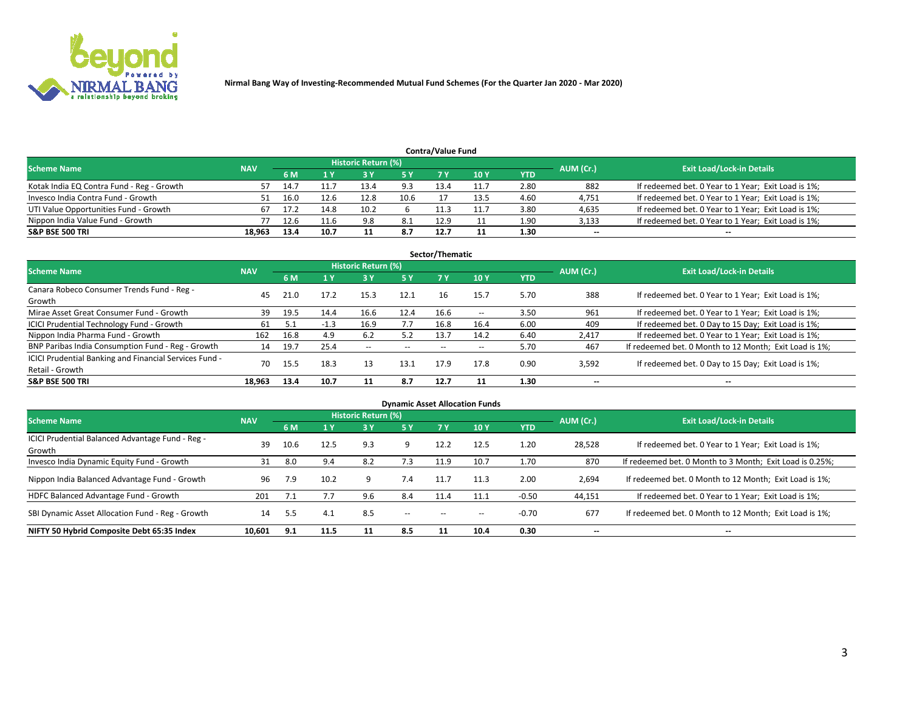Nirmal Bang Way of Investing-Recommended Mutual Fund Schemes (For the Quarter Jan 2020 - Mar 2020)

## Contra/Value Fund

| Scheme Name | NAV | Historic Return (%) | | | | | | | AUM (Cr.) | Exit Load/Lock-in Details |
|---|---|---|---|---|---|---|---|---|---|---|
| | | 6 M | 1 Y | 3 Y | 5 Y | 7 Y | 10 Y | YTD | | |
| Kotak India EQ Contra Fund - Reg - Growth | 57 | 14.7 | 11.7 | 13.4 | 9.3 | 13.4 | 11.7 | 2.80 | 882 | If redeemed bet. 0 Year to 1 Year; Exit Load is 1%; |
| Invesco India Contra Fund - Growth | 51 | 16.0 | 12.6 | 12.8 | 10.6 | 17 | 13.5 | 4.60 | 4,751 | If redeemed bet. 0 Year to 1 Year; Exit Load is 1%; |
| UTI Value Opportunities Fund - Growth | 67 | 17.2 | 14.8 | 10.2 | 6 | 11.3 | 11.7 | 3.80 | 4,635 | If redeemed bet. 0 Year to 1 Year; Exit Load is 1%; |
| Nippon India Value Fund - Growth | 77 | 12.6 | 11.6 | 9.8 | 8.1 | 12.9 | 11 | 1.90 | 3,133 | If redeemed bet. 0 Year to 1 Year; Exit Load is 1%; |
| **S&P BSE 500 TRI** | **18,963** | **13.4** | **10.7** | **11** | **8.7** | **12.7** | **11** | **1.30** | **--** | **--** |

## Sector/Thematic

| Scheme Name | NAV | Historic Return (%) | | | | | | | AUM (Cr.) | Exit Load/Lock-in Details |
|---|---|---|---|---|---|---|---|---|---|---|
| | | 6 M | 1 Y | 3 Y | 5 Y | 7 Y | 10 Y | YTD | | |
| Canara Robeco Consumer Trends Fund - Reg - Growth | 45 | 21.0 | 17.2 | 15.3 | 12.1 | 16 | 15.7 | 5.70 | 388 | If redeemed bet. 0 Year to 1 Year; Exit Load is 1%; |
| Mirae Asset Great Consumer Fund - Growth | 39 | 19.5 | 14.4 | 16.6 | 12.4 | 16.6 | -- | 3.50 | 961 | If redeemed bet. 0 Year to 1 Year; Exit Load is 1%; |
| ICICI Prudential Technology Fund - Growth | 61 | 5.1 | -1.3 | 16.9 | 7.7 | 16.8 | 16.4 | 6.00 | 409 | If redeemed bet. 0 Day to 15 Day; Exit Load is 1%; |
| Nippon India Pharma Fund - Growth | 162 | 16.8 | 4.9 | 6.2 | 5.2 | 13.7 | 14.2 | 6.40 | 2,417 | If redeemed bet. 0 Year to 1 Year; Exit Load is 1%; |
| BNP Paribas India Consumption Fund - Reg - Growth | 14 | 19.7 | 25.4 | -- | -- | -- | -- | 5.70 | 467 | If redeemed bet. 0 Month to 12 Month; Exit Load is 1%; |
| ICICI Prudential Banking and Financial Services Fund - Retail - Growth | 70 | 15.5 | 18.3 | 13 | 13.1 | 17.9 | 17.8 | 0.90 | 3,592 | If redeemed bet. 0 Day to 15 Day; Exit Load is 1%; |
| **S&P BSE 500 TRI** | **18,963** | **13.4** | **10.7** | **11** | **8.7** | **12.7** | **11** | **1.30** | **--** | **--** |

## Dynamic Asset Allocation Funds

| Scheme Name | NAV | Historic Return (%) | | | | | | | AUM (Cr.) | Exit Load/Lock-in Details |
|---|---|---|---|---|---|---|---|---|---|---|
| | | 6 M | 1 Y | 3 Y | 5 Y | 7 Y | 10 Y | YTD | | |
| ICICI Prudential Balanced Advantage Fund - Reg - Growth | 39 | 10.6 | 12.5 | 9.3 | 9 | 12.2 | 12.5 | 1.20 | 28,528 | If redeemed bet. 0 Year to 1 Year; Exit Load is 1%; |
| Invesco India Dynamic Equity Fund - Growth | 31 | 8.0 | 9.4 | 8.2 | 7.3 | 11.9 | 10.7 | 1.70 | 870 | If redeemed bet. 0 Month to 3 Month; Exit Load is 0.25%; |
| Nippon India Balanced Advantage Fund - Growth | 96 | 7.9 | 10.2 | 9 | 7.4 | 11.7 | 11.3 | 2.00 | 2,694 | If redeemed bet. 0 Month to 12 Month; Exit Load is 1%; |
| HDFC Balanced Advantage Fund - Growth | 201 | 7.1 | 7.7 | 9.6 | 8.4 | 11.4 | 11.1 | -0.50 | 44,151 | If redeemed bet. 0 Year to 1 Year; Exit Load is 1%; |
| SBI Dynamic Asset Allocation Fund - Reg - Growth | 14 | 5.5 | 4.1 | 8.5 | -- | -- | -- | -0.70 | 677 | If redeemed bet. 0 Month to 12 Month; Exit Load is 1%; |
| **NIFTY 50 Hybrid Composite Debt 65:35 Index** | **10,601** | **9.1** | **11.5** | **11** | **8.5** | **11** | **10.4** | **0.30** | **--** | **--** |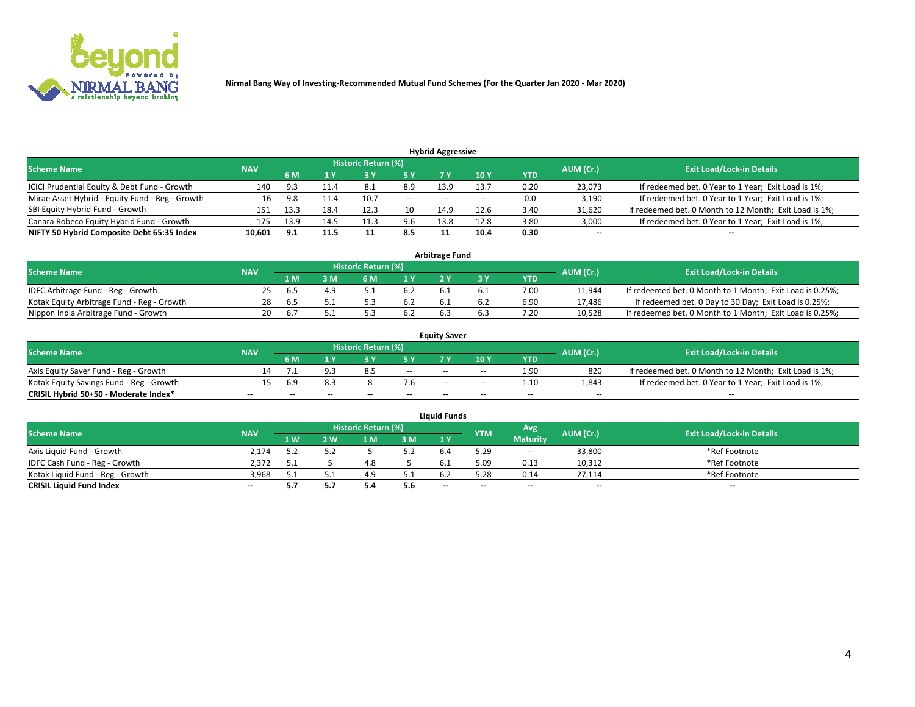Nirmal Bang Way of Investing-Recommended Mutual Fund Schemes (For the Quarter Jan 2020 - Mar 2020)

## Hybrid Aggressive

| Scheme Name | NAV | Historic Return (%) | | | | | | | AUM (Cr.) | Exit Load/Lock-in Details |
|---|---|---|---|---|---|---|---|---|---|---|
| | | 6 M | 1 Y | 3 Y | 5 Y | 7 Y | 10 Y | YTD | | |
| ICICI Prudential Equity & Debt Fund - Growth | 140 | 9.3 | 11.4 | 8.1 | 8.9 | 13.9 | 13.7 | 0.20 | 23,073 | If redeemed bet. 0 Year to 1 Year; Exit Load is 1%; |
| Mirae Asset Hybrid - Equity Fund - Reg - Growth | 16 | 9.8 | 11.4 | 10.7 | -- | -- | -- | 0.0 | 3,190 | If redeemed bet. 0 Year to 1 Year; Exit Load is 1%; |
| SBI Equity Hybrid Fund - Growth | 151 | 13.3 | 18.4 | 12.3 | 10 | 14.9 | 12.6 | 3.40 | 31,620 | If redeemed bet. 0 Month to 12 Month; Exit Load is 1%; |
| Canara Robeco Equity Hybrid Fund - Growth | 175 | 13.9 | 14.5 | 11.3 | 9.6 | 13.8 | 12.8 | 3.80 | 3,000 | If redeemed bet. 0 Year to 1 Year; Exit Load is 1%; |
| **NIFTY 50 Hybrid Composite Debt 65:35 Index** | **10,601** | **9.1** | **11.5** | **11** | **8.5** | **11** | **10.4** | **0.30** | **--** | **--** |

## Arbitrage Fund

| Scheme Name | NAV | Historic Return (%) | | | | | | | AUM (Cr.) | Exit Load/Lock-in Details |
|---|---|---|---|---|---|---|---|---|---|---|
| | | 1 M | 3 M | 6 M | 1 Y | 2 Y | 3 Y | YTD | | |
| IDFC Arbitrage Fund - Reg - Growth | 25 | 6.5 | 4.9 | 5.1 | 6.2 | 6.1 | 6.1 | 7.00 | 11,944 | If redeemed bet. 0 Month to 1 Month; Exit Load is 0.25%; |
| Kotak Equity Arbitrage Fund - Reg - Growth | 28 | 6.5 | 5.1 | 5.3 | 6.2 | 6.1 | 6.2 | 6.90 | 17,486 | If redeemed bet. 0 Day to 30 Day; Exit Load is 0.25%; |
| Nippon India Arbitrage Fund - Growth | 20 | 6.7 | 5.1 | 5.3 | 6.2 | 6.3 | 6.3 | 7.20 | 10,528 | If redeemed bet. 0 Month to 1 Month; Exit Load is 0.25%; |

## Equity Saver

| Scheme Name | NAV | Historic Return (%) | | | | | | | AUM (Cr.) | Exit Load/Lock-in Details |
|---|---|---|---|---|---|---|---|---|---|---|
| | | 6 M | 1 Y | 3 Y | 5 Y | 7 Y | 10 Y | YTD | | |
| Axis Equity Saver Fund - Reg - Growth | 14 | 7.1 | 9.3 | 8.5 | -- | -- | -- | 1.90 | 820 | If redeemed bet. 0 Month to 12 Month; Exit Load is 1%; |
| Kotak Equity Savings Fund - Reg - Growth | 15 | 6.9 | 8.3 | 8 | 7.6 | -- | -- | 1.10 | 1,843 | If redeemed bet. 0 Year to 1 Year; Exit Load is 1%; |
| **CRISIL Hybrid 50+50 - Moderate Index*** | **--** | **--** | **--** | **--** | **--** | **--** | **--** | **--** | **--** | **--** |

## Liquid Funds

| Scheme Name | NAV | Historic Return (%) | | | | | YTM | Avg Maturity | AUM (Cr.) | Exit Load/Lock-in Details |
|---|---|---|---|---|---|---|---|---|---|---|
| | | 1 W | 2 W | 1 M | 3 M | 1 Y | | | | |
| Axis Liquid Fund - Growth | 2,174 | 5.2 | 5.2 | 5 | 5.2 | 6.4 | 5.29 | -- | 33,800 | *Ref Footnote |
| IDFC Cash Fund - Reg - Growth | 2,372 | 5.1 | 5 | 4.8 | 5 | 6.1 | 5.09 | 0.13 | 10,312 | *Ref Footnote |
| Kotak Liquid Fund - Reg - Growth | 3,968 | 5.1 | 5.1 | 4.9 | 5.1 | 6.2 | 5.28 | 0.14 | 27,114 | *Ref Footnote |
| **CRISIL Liquid Fund Index** | **--** | **5.7** | **5.7** | **5.4** | **5.6** | **--** | **--** | **--** | **--** | **--** |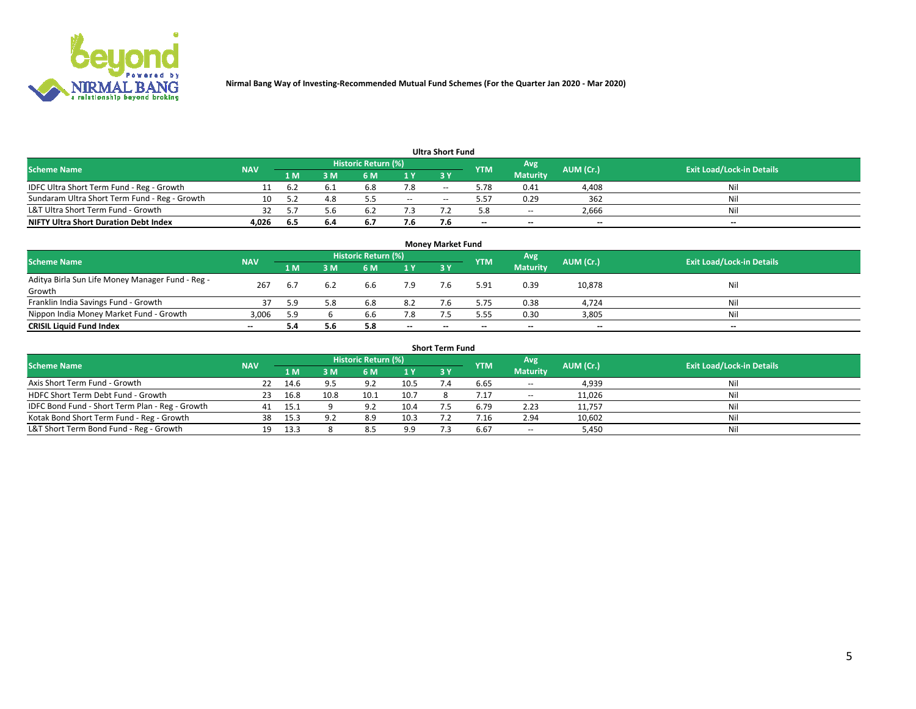Nirmal Bang Way of Investing-Recommended Mutual Fund Schemes (For the Quarter Jan 2020 - Mar 2020)

### Ultra Short Fund

| Scheme Name | NAV | Historic Return (%) | | | | | YTM | Avg Maturity | AUM (Cr.) | Exit Load/Lock-in Details |
|---|---|---|---|---|---|---|---|---|---|---|
| | | 1 M | 3 M | 6 M | 1 Y | 3 Y | | | | |
| IDFC Ultra Short Term Fund - Reg - Growth | 11 | 6.2 | 6.1 | 6.8 | 7.8 | -- | 5.78 | 0.41 | 4,408 | Nil |
| Sundaram Ultra Short Term Fund - Reg - Growth | 10 | 5.2 | 4.8 | 5.5 | -- | -- | 5.57 | 0.29 | 362 | Nil |
| L&T Ultra Short Term Fund - Growth | 32 | 5.7 | 5.6 | 6.2 | 7.3 | 7.2 | 5.8 | -- | 2,666 | Nil |
| **NIFTY Ultra Short Duration Debt Index** | **4,026** | **6.5** | **6.4** | **6.7** | **7.6** | **7.6** | **--** | **--** | **--** | **--** |

### Money Market Fund

| Scheme Name | NAV | Historic Return (%) | | | | | YTM | Avg Maturity | AUM (Cr.) | Exit Load/Lock-in Details |
|---|---|---|---|---|---|---|---|---|---|---|
| | | 1 M | 3 M | 6 M | 1 Y | 3 Y | | | | |
| Aditya Birla Sun Life Money Manager Fund - Reg - Growth | 267 | 6.7 | 6.2 | 6.6 | 7.9 | 7.6 | 5.91 | 0.39 | 10,878 | Nil |
| Franklin India Savings Fund - Growth | 37 | 5.9 | 5.8 | 6.8 | 8.2 | 7.6 | 5.75 | 0.38 | 4,724 | Nil |
| Nippon India Money Market Fund - Growth | 3,006 | 5.9 | 6 | 6.6 | 7.8 | 7.5 | 5.55 | 0.30 | 3,805 | Nil |
| **CRISIL Liquid Fund Index** | **--** | **5.4** | **5.6** | **5.8** | **--** | **--** | **--** | **--** | **--** | **--** |

### Short Term Fund

| Scheme Name | NAV | Historic Return (%) | | | | | YTM | Avg Maturity | AUM (Cr.) | Exit Load/Lock-in Details |
|---|---|---|---|---|---|---|---|---|---|---|
| | | 1 M | 3 M | 6 M | 1 Y | 3 Y | | | | |
| Axis Short Term Fund - Growth | 22 | 14.6 | 9.5 | 9.2 | 10.5 | 7.4 | 6.65 | -- | 4,939 | Nil |
| HDFC Short Term Debt Fund - Growth | 23 | 16.8 | 10.8 | 10.1 | 10.7 | 8 | 7.17 | -- | 11,026 | Nil |
| IDFC Bond Fund - Short Term Plan - Reg - Growth | 41 | 15.1 | 9 | 9.2 | 10.4 | 7.5 | 6.79 | 2.23 | 11,757 | Nil |
| Kotak Bond Short Term Fund - Reg - Growth | 38 | 15.3 | 9.2 | 8.9 | 10.3 | 7.2 | 7.16 | 2.94 | 10,602 | Nil |
| L&T Short Term Bond Fund - Reg - Growth | 19 | 13.3 | 8 | 8.5 | 9.9 | 7.3 | 6.67 | -- | 5,450 | Nil |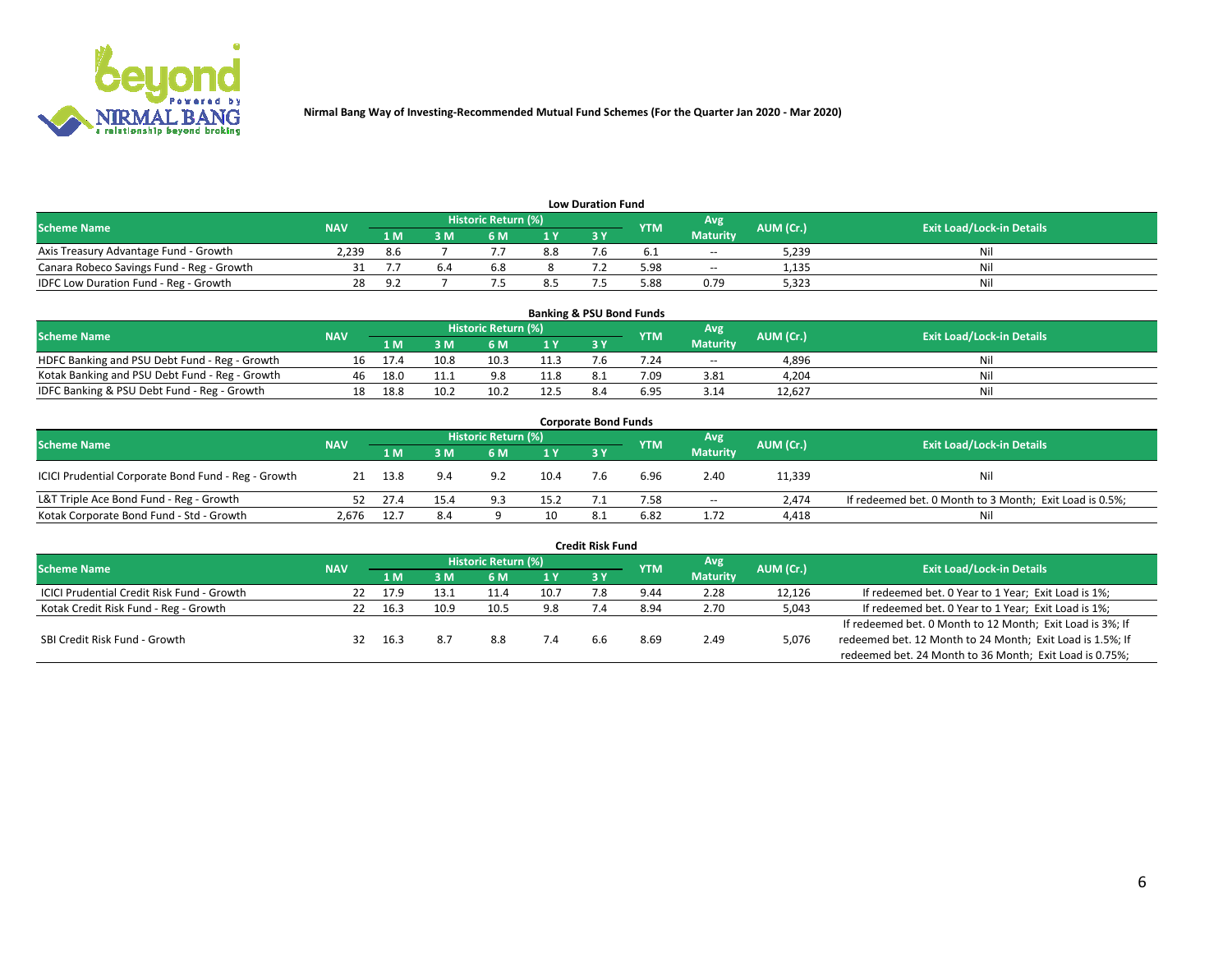Nirmal Bang Way of Investing-Recommended Mutual Fund Schemes (For the Quarter Jan 2020 - Mar 2020)

### Low Duration Fund

| Scheme Name | NAV | Historic Return (%) | | | | | YTM | Avg Maturity | AUM (Cr.) | Exit Load/Lock-in Details |
|---|---|---|---|---|---|---|---|---|---|---|
| | | 1 M | 3 M | 6 M | 1 Y | 3 Y | | | | |
| Axis Treasury Advantage Fund - Growth | 2,239 | 8.6 | 7 | 7.7 | 8.8 | 7.6 | 6.1 | -- | 5,239 | Nil |
| Canara Robeco Savings Fund - Reg - Growth | 31 | 7.7 | 6.4 | 6.8 | 8 | 7.2 | 5.98 | -- | 1,135 | Nil |
| IDFC Low Duration Fund - Reg - Growth | 28 | 9.2 | 7 | 7.5 | 8.5 | 7.5 | 5.88 | 0.79 | 5,323 | Nil |

### Banking & PSU Bond Funds

| Scheme Name | NAV | Historic Return (%) | | | | | YTM | Avg Maturity | AUM (Cr.) | Exit Load/Lock-in Details |
|---|---|---|---|---|---|---|---|---|---|---|
| | | 1 M | 3 M | 6 M | 1 Y | 3 Y | | | | |
| HDFC Banking and PSU Debt Fund - Reg - Growth | 16 | 17.4 | 10.8 | 10.3 | 11.3 | 7.6 | 7.24 | -- | 4,896 | Nil |
| Kotak Banking and PSU Debt Fund - Reg - Growth | 46 | 18.0 | 11.1 | 9.8 | 11.8 | 8.1 | 7.09 | 3.81 | 4,204 | Nil |
| IDFC Banking & PSU Debt Fund - Reg - Growth | 18 | 18.8 | 10.2 | 10.2 | 12.5 | 8.4 | 6.95 | 3.14 | 12,627 | Nil |

### Corporate Bond Funds

| Scheme Name | NAV | Historic Return (%) | | | | | YTM | Avg Maturity | AUM (Cr.) | Exit Load/Lock-in Details |
|---|---|---|---|---|---|---|---|---|---|---|
| | | 1 M | 3 M | 6 M | 1 Y | 3 Y | | | | |
| ICICI Prudential Corporate Bond Fund - Reg - Growth | 21 | 13.8 | 9.4 | 9.2 | 10.4 | 7.6 | 6.96 | 2.40 | 11,339 | Nil |
| L&T Triple Ace Bond Fund - Reg - Growth | 52 | 27.4 | 15.4 | 9.3 | 15.2 | 7.1 | 7.58 | -- | 2,474 | If redeemed bet. 0 Month to 3 Month; Exit Load is 0.5%; |
| Kotak Corporate Bond Fund - Std - Growth | 2,676 | 12.7 | 8.4 | 9 | 10 | 8.1 | 6.82 | 1.72 | 4,418 | Nil |

### Credit Risk Fund

| Scheme Name | NAV | Historic Return (%) | | | | | YTM | Avg Maturity | AUM (Cr.) | Exit Load/Lock-in Details |
|---|---|---|---|---|---|---|---|---|---|---|
| | | 1 M | 3 M | 6 M | 1 Y | 3 Y | | | | |
| ICICI Prudential Credit Risk Fund - Growth | 22 | 17.9 | 13.1 | 11.4 | 10.7 | 7.8 | 9.44 | 2.28 | 12,126 | If redeemed bet. 0 Year to 1 Year; Exit Load is 1%; |
| Kotak Credit Risk Fund - Reg - Growth | 22 | 16.3 | 10.9 | 10.5 | 9.8 | 7.4 | 8.94 | 2.70 | 5,043 | If redeemed bet. 0 Year to 1 Year; Exit Load is 1%; |
| SBI Credit Risk Fund - Growth | 32 | 16.3 | 8.7 | 8.8 | 7.4 | 6.6 | 8.69 | 2.49 | 5,076 | If redeemed bet. 0 Month to 12 Month; Exit Load is 3%; If redeemed bet. 12 Month to 24 Month; Exit Load is 1.5%; If redeemed bet. 24 Month to 36 Month; Exit Load is 0.75%; |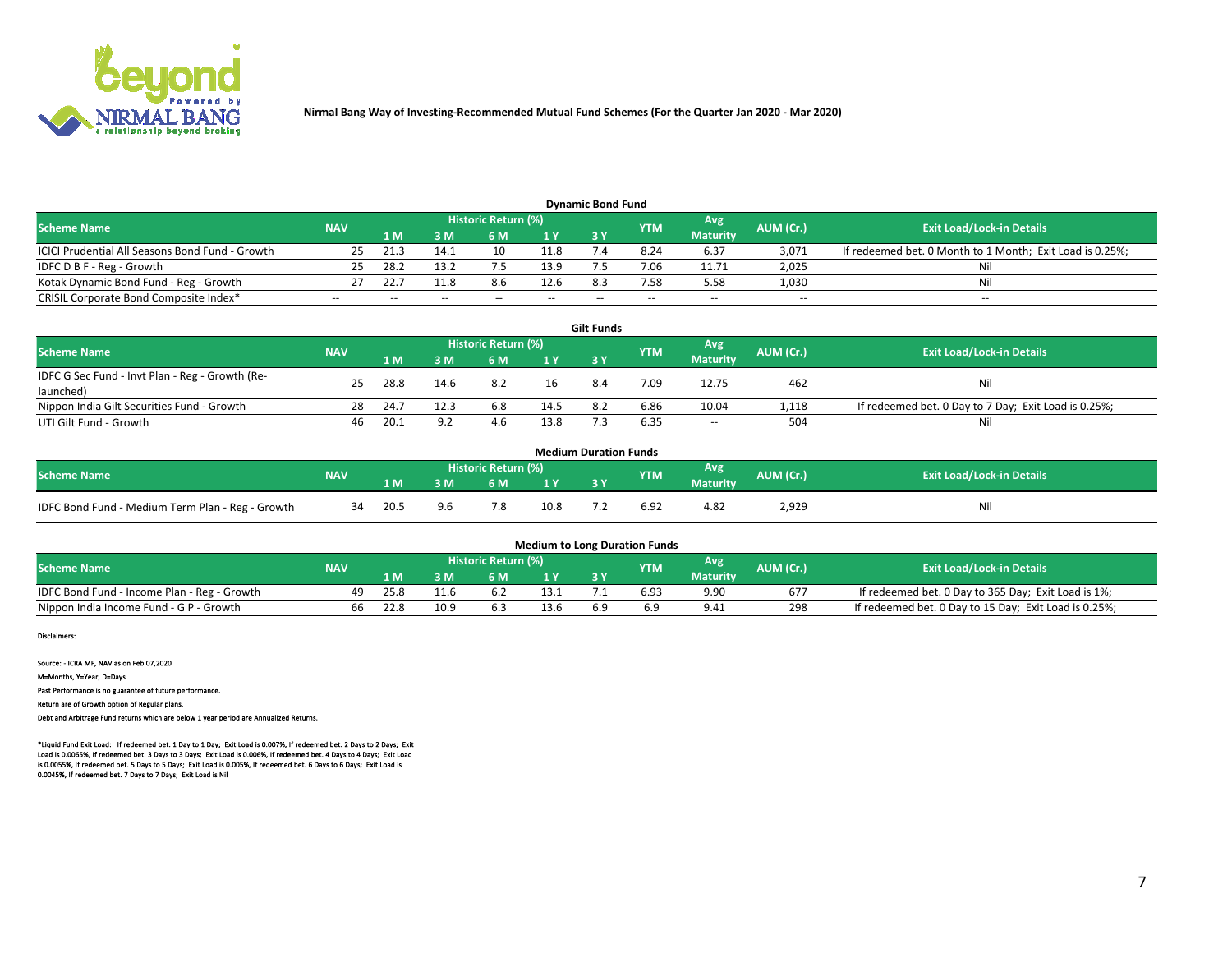**Nirmal Bang Way of Investing-Recommended Mutual Fund Schemes (For the Quarter Jan 2020 - Mar 2020)**

### Dynamic Bond Fund

| Scheme Name | NAV | Historic Return (%) | | | | | YTM | Avg Maturity | AUM (Cr.) | Exit Load/Lock-in Details |
|---|---|---|---|---|---|---|---|---|---|---|
| | | 1 M | 3 M | 6 M | 1 Y | 3 Y | | | | |
| ICICI Prudential All Seasons Bond Fund - Growth | 25 | 21.3 | 14.1 | 10 | 11.8 | 7.4 | 8.24 | 6.37 | 3,071 | If redeemed bet. 0 Month to 1 Month; Exit Load is 0.25%; |
| IDFC D B F - Reg - Growth | 25 | 28.2 | 13.2 | 7.5 | 13.9 | 7.5 | 7.06 | 11.71 | 2,025 | Nil |
| Kotak Dynamic Bond Fund - Reg - Growth | 27 | 22.7 | 11.8 | 8.6 | 12.6 | 8.3 | 7.58 | 5.58 | 1,030 | Nil |
| CRISIL Corporate Bond Composite Index* | -- | -- | -- | -- | -- | -- | -- | -- | -- | -- |

### Gilt Funds

| Scheme Name | NAV | Historic Return (%) | | | | | YTM | Avg Maturity | AUM (Cr.) | Exit Load/Lock-in Details |
|---|---|---|---|---|---|---|---|---|---|---|
| | | 1 M | 3 M | 6 M | 1 Y | 3 Y | | | | |
| IDFC G Sec Fund - Invt Plan - Reg - Growth (Re-launched) | 25 | 28.8 | 14.6 | 8.2 | 16 | 8.4 | 7.09 | 12.75 | 462 | Nil |
| Nippon India Gilt Securities Fund - Growth | 28 | 24.7 | 12.3 | 6.8 | 14.5 | 8.2 | 6.86 | 10.04 | 1,118 | If redeemed bet. 0 Day to 7 Day; Exit Load is 0.25%; |
| UTI Gilt Fund - Growth | 46 | 20.1 | 9.2 | 4.6 | 13.8 | 7.3 | 6.35 | -- | 504 | Nil |

### Medium Duration Funds

| Scheme Name | NAV | Historic Return (%) | | | | | YTM | Avg Maturity | AUM (Cr.) | Exit Load/Lock-in Details |
|---|---|---|---|---|---|---|---|---|---|---|
| | | 1 M | 3 M | 6 M | 1 Y | 3 Y | | | | |
| IDFC Bond Fund - Medium Term Plan - Reg - Growth | 34 | 20.5 | 9.6 | 7.8 | 10.8 | 7.2 | 6.92 | 4.82 | 2,929 | Nil |

### Medium to Long Duration Funds

| Scheme Name | NAV | Historic Return (%) | | | | | YTM | Avg Maturity | AUM (Cr.) | Exit Load/Lock-in Details |
|---|---|---|---|---|---|---|---|---|---|---|
| | | 1 M | 3 M | 6 M | 1 Y | 3 Y | | | | |
| IDFC Bond Fund - Income Plan - Reg - Growth | 49 | 25.8 | 11.6 | 6.2 | 13.1 | 7.1 | 6.93 | 9.90 | 677 | If redeemed bet. 0 Day to 365 Day; Exit Load is 1%; |
| Nippon India Income Fund - G P - Growth | 66 | 22.8 | 10.9 | 6.3 | 13.6 | 6.9 | 6.9 | 9.41 | 298 | If redeemed bet. 0 Day to 15 Day; Exit Load is 0.25%; |

Disclaimers:

Source: - ICRA MF, NAV as on Feb 07,2020

M=Months, Y=Year, D=Days

Past Performance is no guarantee of future performance.

Return are of Growth option of Regular plans.

Debt and Arbitrage Fund returns which are below 1 year period are Annualized Returns.

*Liquid Fund Exit Load: If redeemed bet. 1 Day to 1 Day; Exit Load is 0.007%, If redeemed bet. 2 Days to 2 Days; Exit Load is 0.0065%, If redeemed bet. 3 Days to 3 Days; Exit Load is 0.006%, If redeemed bet. 4 Days to 4 Days; Exit Load is 0.0055%, If redeemed bet. 5 Days to 5 Days; Exit Load is 0.005%, If redeemed bet. 6 Days to 6 Days; Exit Load is 0.0045%, If redeemed bet. 7 Days to 7 Days; Exit Load is Nil